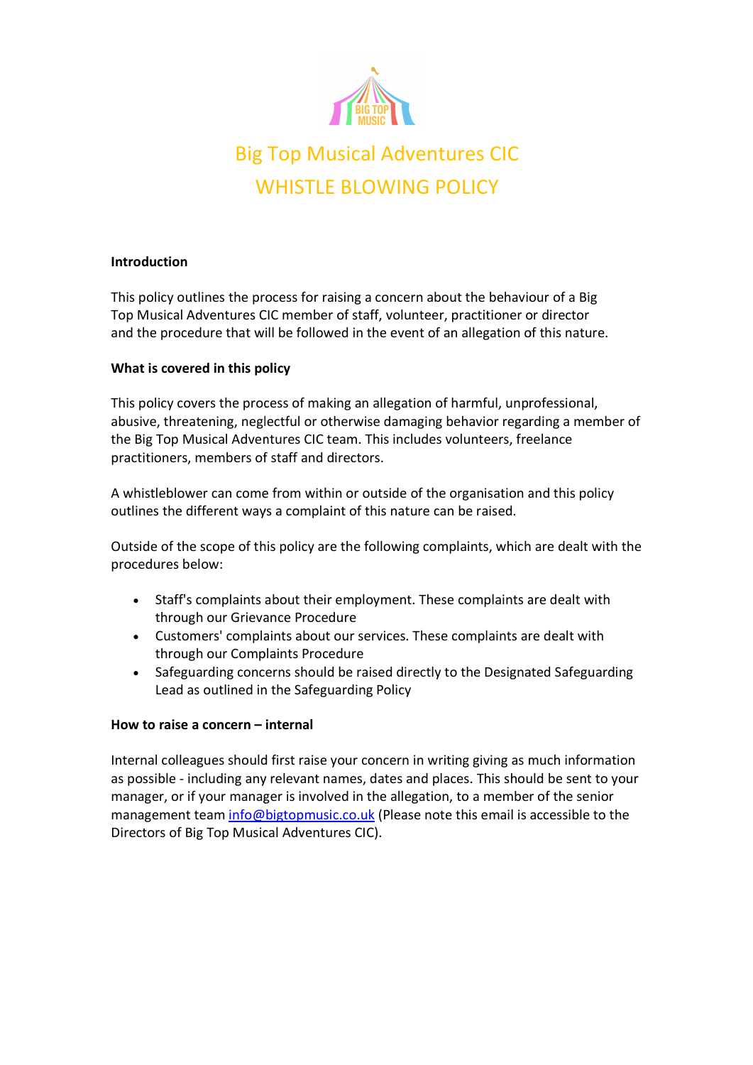# Big Top Musical Adventures CIC
# WHISTLE BLOWING POLICY

**Introduction**

This policy outlines the process for raising a concern about the behaviour of a Big Top Musical Adventures CIC member of staff, volunteer, practitioner or director and the procedure that will be followed in the event of an allegation of this nature.

**What is covered in this policy**

This policy covers the process of making an allegation of harmful, unprofessional, abusive, threatening, neglectful or otherwise damaging behavior regarding a member of the Big Top Musical Adventures CIC team. This includes volunteers, freelance practitioners, members of staff and directors.

A whistleblower can come from within or outside of the organisation and this policy outlines the different ways a complaint of this nature can be raised.

Outside of the scope of this policy are the following complaints, which are dealt with the procedures below:

- Staff's complaints about their employment. These complaints are dealt with through our Grievance Procedure
- Customers' complaints about our services. These complaints are dealt with through our Complaints Procedure
- Safeguarding concerns should be raised directly to the Designated Safeguarding Lead as outlined in the Safeguarding Policy

**How to raise a concern – internal**

Internal colleagues should first raise your concern in writing giving as much information as possible - including any relevant names, dates and places. This should be sent to your manager, or if your manager is involved in the allegation, to a member of the senior management team info@bigtopmusic.co.uk (Please note this email is accessible to the Directors of Big Top Musical Adventures CIC).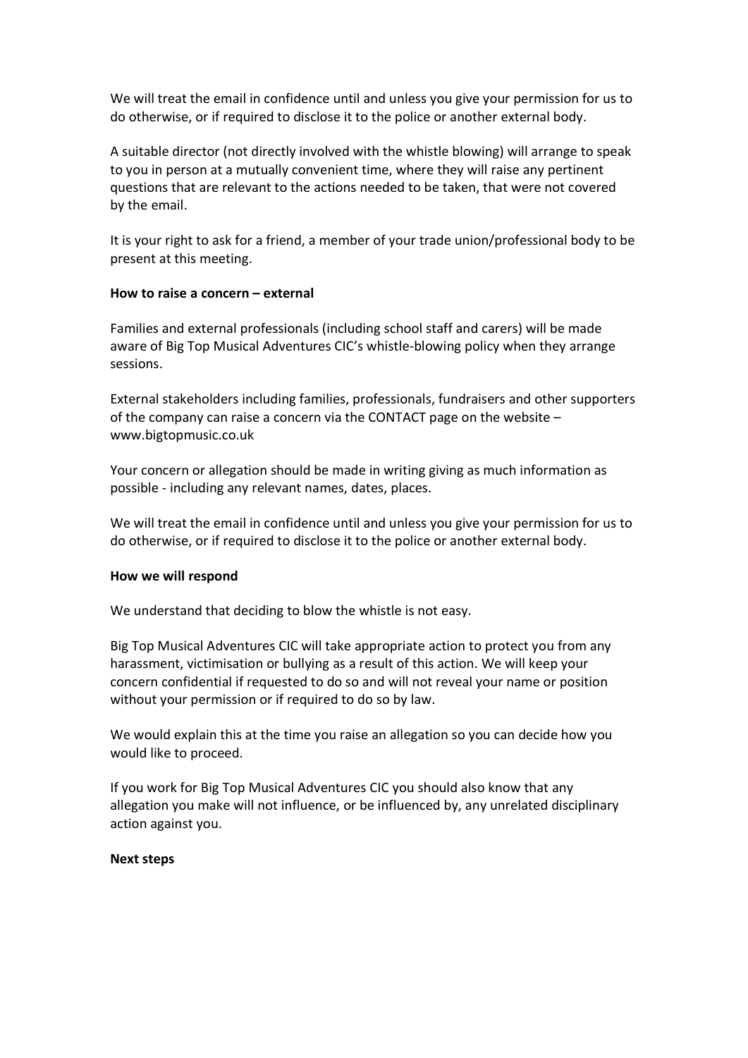We will treat the email in confidence until and unless you give your permission for us to do otherwise, or if required to disclose it to the police or another external body.

A suitable director (not directly involved with the whistle blowing) will arrange to speak to you in person at a mutually convenient time, where they will raise any pertinent questions that are relevant to the actions needed to be taken, that were not covered by the email.

It is your right to ask for a friend, a member of your trade union/professional body to be present at this meeting.

**How to raise a concern – external**

Families and external professionals (including school staff and carers) will be made aware of Big Top Musical Adventures CIC's whistle-blowing policy when they arrange sessions.

External stakeholders including families, professionals, fundraisers and other supporters of the company can raise a concern via the CONTACT page on the website – www.bigtopmusic.co.uk

Your concern or allegation should be made in writing giving as much information as possible - including any relevant names, dates, places.

We will treat the email in confidence until and unless you give your permission for us to do otherwise, or if required to disclose it to the police or another external body.

**How we will respond**

We understand that deciding to blow the whistle is not easy.

Big Top Musical Adventures CIC will take appropriate action to protect you from any harassment, victimisation or bullying as a result of this action. We will keep your concern confidential if requested to do so and will not reveal your name or position without your permission or if required to do so by law.

We would explain this at the time you raise an allegation so you can decide how you would like to proceed.

If you work for Big Top Musical Adventures CIC you should also know that any allegation you make will not influence, or be influenced by, any unrelated disciplinary action against you.

**Next steps**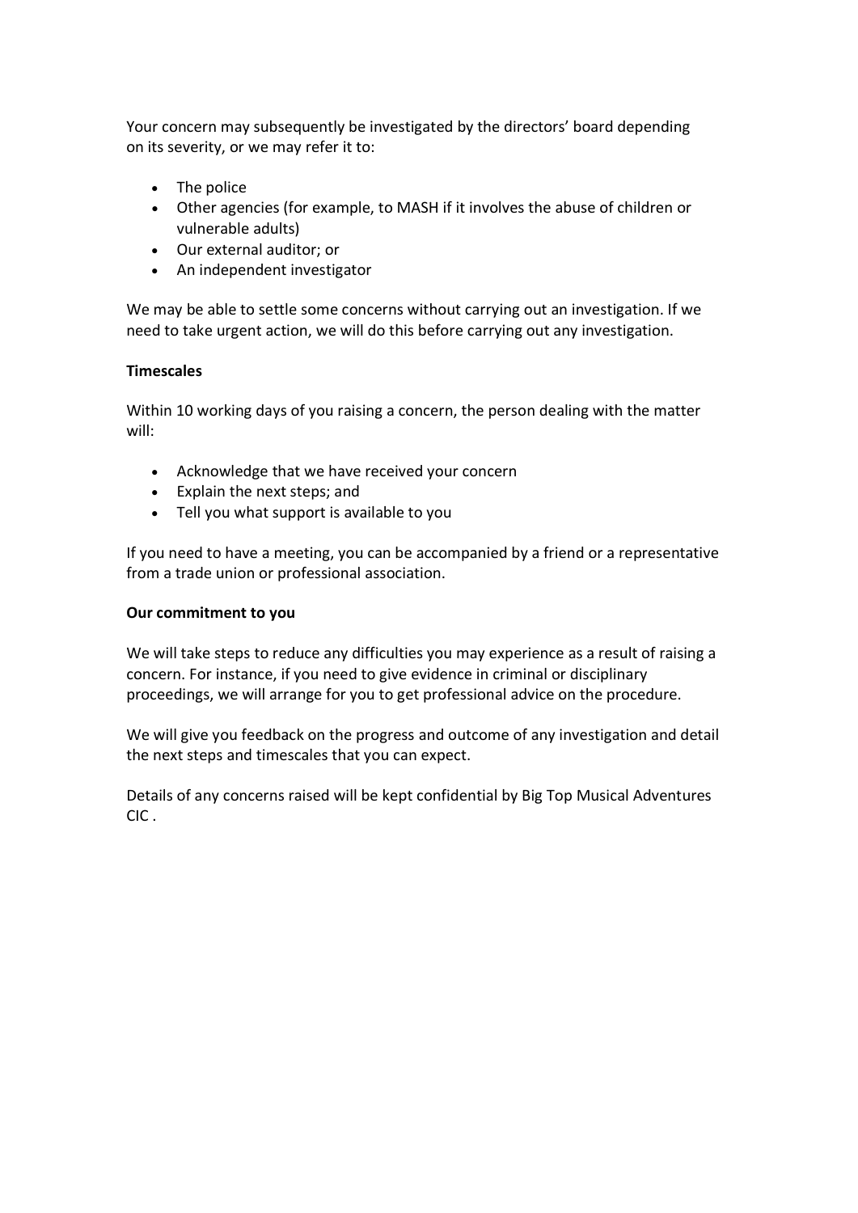Your concern may subsequently be investigated by the directors' board depending on its severity, or we may refer it to:

- The police
- Other agencies (for example, to MASH if it involves the abuse of children or vulnerable adults)
- Our external auditor; or
- An independent investigator

We may be able to settle some concerns without carrying out an investigation. If we need to take urgent action, we will do this before carrying out any investigation.

**Timescales**

Within 10 working days of you raising a concern, the person dealing with the matter will:

- Acknowledge that we have received your concern
- Explain the next steps; and
- Tell you what support is available to you

If you need to have a meeting, you can be accompanied by a friend or a representative from a trade union or professional association.

**Our commitment to you**

We will take steps to reduce any difficulties you may experience as a result of raising a concern. For instance, if you need to give evidence in criminal or disciplinary proceedings, we will arrange for you to get professional advice on the procedure.

We will give you feedback on the progress and outcome of any investigation and detail the next steps and timescales that you can expect.

Details of any concerns raised will be kept confidential by Big Top Musical Adventures CIC .